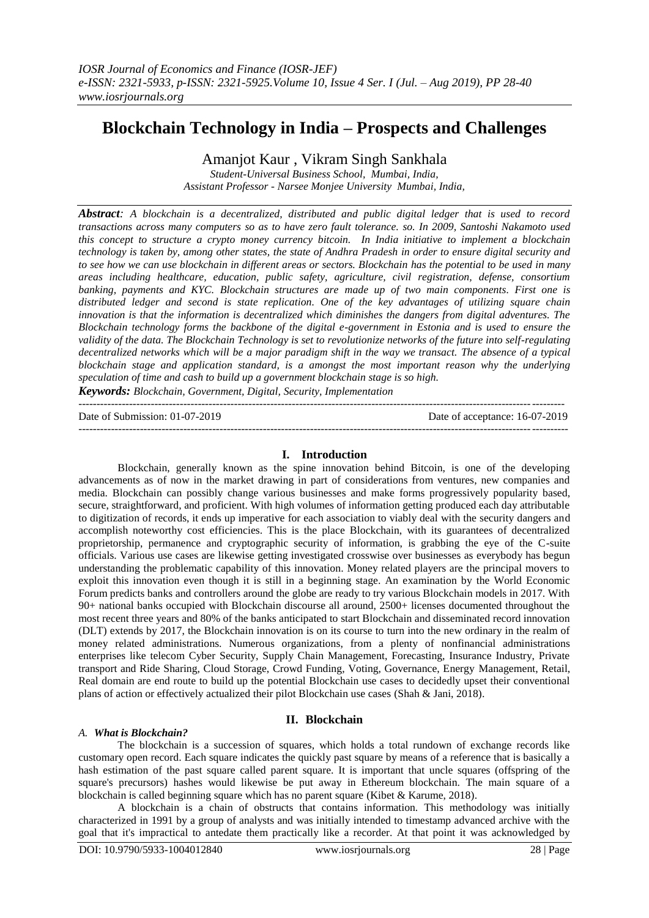# Blockchain Technology in India – Prospects and Challenges

Amanjot Kaur , Vikram Singh Sankhala

*Student-Universal Business School, Mumbai, India,*
*Assistant Professor - Narsee Monjee University Mumbai, India,*

***Abstract****: A blockchain is a decentralized, distributed and public digital ledger that is used to record transactions across many computers so as to have zero fault tolerance. so. In 2009, Santoshi Nakamoto used this concept to structure a crypto money currency bitcoin. In India initiative to implement a blockchain technology is taken by, among other states, the state of Andhra Pradesh in order to ensure digital security and to see how we can use blockchain in different areas or sectors. Blockchain has the potential to be used in many areas including healthcare, education, public safety, agriculture, civil registration, defense, consortium banking, payments and KYC. Blockchain structures are made up of two main components. First one is distributed ledger and second is state replication. One of the key advantages of utilizing square chain innovation is that the information is decentralized which diminishes the dangers from digital adventures. The Blockchain technology forms the backbone of the digital e-government in Estonia and is used to ensure the validity of the data. The Blockchain Technology is set to revolutionize networks of the future into self-regulating decentralized networks which will be a major paradigm shift in the way we transact. The absence of a typical blockchain stage and application standard, is a amongst the most important reason why the underlying speculation of time and cash to build up a government blockchain stage is so high.*

***Keywords:*** *Blockchain, Government, Digital, Security, Implementation*

Date of Submission: 01-07-2019 | Date of acceptance: 16-07-2019

## I. Introduction

Blockchain, generally known as the spine innovation behind Bitcoin, is one of the developing advancements as of now in the market drawing in part of considerations from ventures, new companies and media. Blockchain can possibly change various businesses and make forms progressively popularity based, secure, straightforward, and proficient. With high volumes of information getting produced each day attributable to digitization of records, it ends up imperative for each association to viably deal with the security dangers and accomplish noteworthy cost efficiencies. This is the place Blockchain, with its guarantees of decentralized proprietorship, permanence and cryptographic security of information, is grabbing the eye of the C-suite officials. Various use cases are likewise getting investigated crosswise over businesses as everybody has begun understanding the problematic capability of this innovation. Money related players are the principal movers to exploit this innovation even though it is still in a beginning stage. An examination by the World Economic Forum predicts banks and controllers around the globe are ready to try various Blockchain models in 2017. With 90+ national banks occupied with Blockchain discourse all around, 2500+ licenses documented throughout the most recent three years and 80% of the banks anticipated to start Blockchain and disseminated record innovation (DLT) extends by 2017, the Blockchain innovation is on its course to turn into the new ordinary in the realm of money related administrations. Numerous organizations, from a plenty of nonfinancial administrations enterprises like telecom Cyber Security, Supply Chain Management, Forecasting, Insurance Industry, Private transport and Ride Sharing, Cloud Storage, Crowd Funding, Voting, Governance, Energy Management, Retail, Real domain are end route to build up the potential Blockchain use cases to decidedly upset their conventional plans of action or effectively actualized their pilot Blockchain use cases (Shah & Jani, 2018).

## II. Blockchain

### *A. What is Blockchain?*

The blockchain is a succession of squares, which holds a total rundown of exchange records like customary open record. Each square indicates the quickly past square by means of a reference that is basically a hash estimation of the past square called parent square. It is important that uncle squares (offspring of the square's precursors) hashes would likewise be put away in Ethereum blockchain. The main square of a blockchain is called beginning square which has no parent square (Kibet & Karume, 2018).

A blockchain is a chain of obstructs that contains information. This methodology was initially characterized in 1991 by a group of analysts and was initially intended to timestamp advanced archive with the goal that it's impractical to antedate them practically like a recorder. At that point it was acknowledged by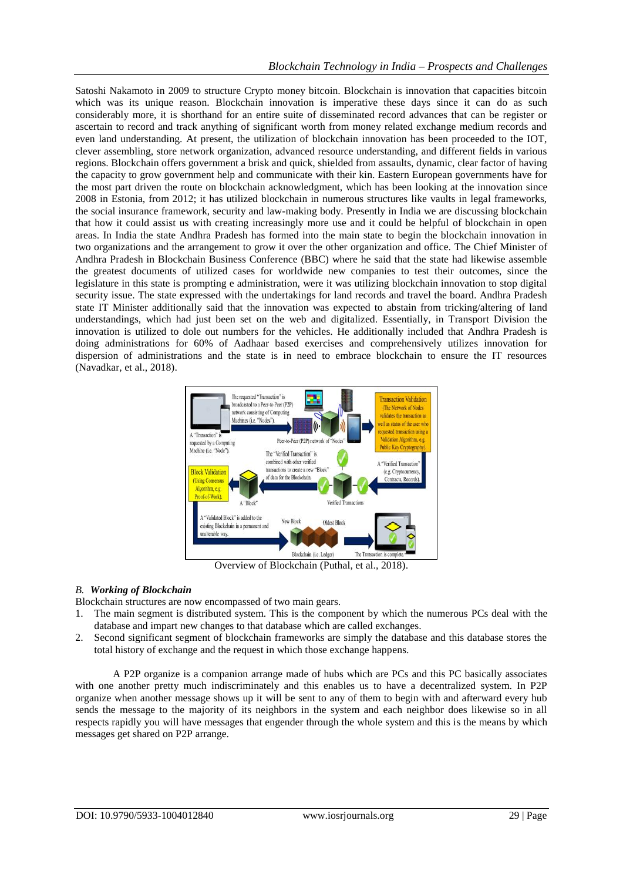Satoshi Nakamoto in 2009 to structure Crypto money bitcoin. Blockchain is innovation that capacities bitcoin which was its unique reason. Blockchain innovation is imperative these days since it can do as such considerably more, it is shorthand for an entire suite of disseminated record advances that can be register or ascertain to record and track anything of significant worth from money related exchange medium records and even land understanding. At present, the utilization of blockchain innovation has been proceeded to the IOT, clever assembling, store network organization, advanced resource understanding, and different fields in various regions. Blockchain offers government a brisk and quick, shielded from assaults, dynamic, clear factor of having the capacity to grow government help and communicate with their kin. Eastern European governments have for the most part driven the route on blockchain acknowledgment, which has been looking at the innovation since 2008 in Estonia, from 2012; it has utilized blockchain in numerous structures like vaults in legal frameworks, the social insurance framework, security and law-making body. Presently in India we are discussing blockchain that how it could assist us with creating increasingly more use and it could be helpful of blockchain in open areas. In India the state Andhra Pradesh has formed into the main state to begin the blockchain innovation in two organizations and the arrangement to grow it over the other organization and office. The Chief Minister of Andhra Pradesh in Blockchain Business Conference (BBC) where he said that the state had likewise assemble the greatest documents of utilized cases for worldwide new companies to test their outcomes, since the legislature in this state is prompting e administration, were it was utilizing blockchain innovation to stop digital security issue. The state expressed with the undertakings for land records and travel the board. Andhra Pradesh state IT Minister additionally said that the innovation was expected to abstain from tricking/altering of land understandings, which had just been set on the web and digitalized. Essentially, in Transport Division the innovation is utilized to dole out numbers for the vehicles. He additionally included that Andhra Pradesh is doing administrations for 60% of Aadhaar based exercises and comprehensively utilizes innovation for dispersion of administrations and the state is in need to embrace blockchain to ensure the IT resources (Navadkar, et al., 2018).

Overview of Blockchain (Puthal, et al., 2018).

### *B. Working of Blockchain*

Blockchain structures are now encompassed of two main gears.

1. The main segment is distributed system. This is the component by which the numerous PCs deal with the database and impart new changes to that database which are called exchanges.
2. Second significant segment of blockchain frameworks are simply the database and this database stores the total history of exchange and the request in which those exchange happens.

A P2P organize is a companion arrange made of hubs which are PCs and this PC basically associates with one another pretty much indiscriminately and this enables us to have a decentralized system. In P2P organize when another message shows up it will be sent to any of them to begin with and afterward every hub sends the message to the majority of its neighbors in the system and each neighbor does likewise so in all respects rapidly you will have messages that engender through the whole system and this is the means by which messages get shared on P2P arrange.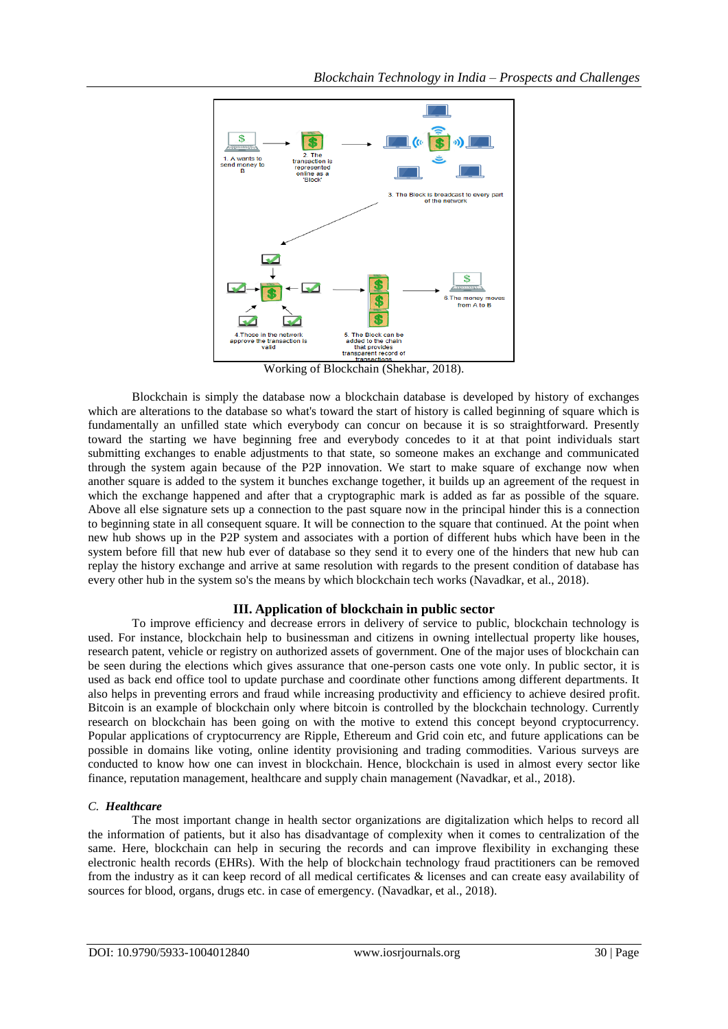Working of Blockchain (Shekhar, 2018).

Blockchain is simply the database now a blockchain database is developed by history of exchanges which are alterations to the database so what's toward the start of history is called beginning of square which is fundamentally an unfilled state which everybody can concur on because it is so straightforward. Presently toward the starting we have beginning free and everybody concedes to it at that point individuals start submitting exchanges to enable adjustments to that state, so someone makes an exchange and communicated through the system again because of the P2P innovation. We start to make square of exchange now when another square is added to the system it bunches exchange together, it builds up an agreement of the request in which the exchange happened and after that a cryptographic mark is added as far as possible of the square. Above all else signature sets up a connection to the past square now in the principal hinder this is a connection to beginning state in all consequent square. It will be connection to the square that continued. At the point when new hub shows up in the P2P system and associates with a portion of different hubs which have been in the system before fill that new hub ever of database so they send it to every one of the hinders that new hub can replay the history exchange and arrive at same resolution with regards to the present condition of database has every other hub in the system so's the means by which blockchain tech works (Navadkar, et al., 2018).

## III. Application of blockchain in public sector

To improve efficiency and decrease errors in delivery of service to public, blockchain technology is used. For instance, blockchain help to businessman and citizens in owning intellectual property like houses, research patent, vehicle or registry on authorized assets of government. One of the major uses of blockchain can be seen during the elections which gives assurance that one-person casts one vote only. In public sector, it is used as back end office tool to update purchase and coordinate other functions among different departments. It also helps in preventing errors and fraud while increasing productivity and efficiency to achieve desired profit. Bitcoin is an example of blockchain only where bitcoin is controlled by the blockchain technology. Currently research on blockchain has been going on with the motive to extend this concept beyond cryptocurrency. Popular applications of cryptocurrency are Ripple, Ethereum and Grid coin etc, and future applications can be possible in domains like voting, online identity provisioning and trading commodities. Various surveys are conducted to know how one can invest in blockchain. Hence, blockchain is used in almost every sector like finance, reputation management, healthcare and supply chain management (Navadkar, et al., 2018).

### *C. Healthcare*

The most important change in health sector organizations are digitalization which helps to record all the information of patients, but it also has disadvantage of complexity when it comes to centralization of the same. Here, blockchain can help in securing the records and can improve flexibility in exchanging these electronic health records (EHRs). With the help of blockchain technology fraud practitioners can be removed from the industry as it can keep record of all medical certificates & licenses and can create easy availability of sources for blood, organs, drugs etc. in case of emergency. (Navadkar, et al., 2018).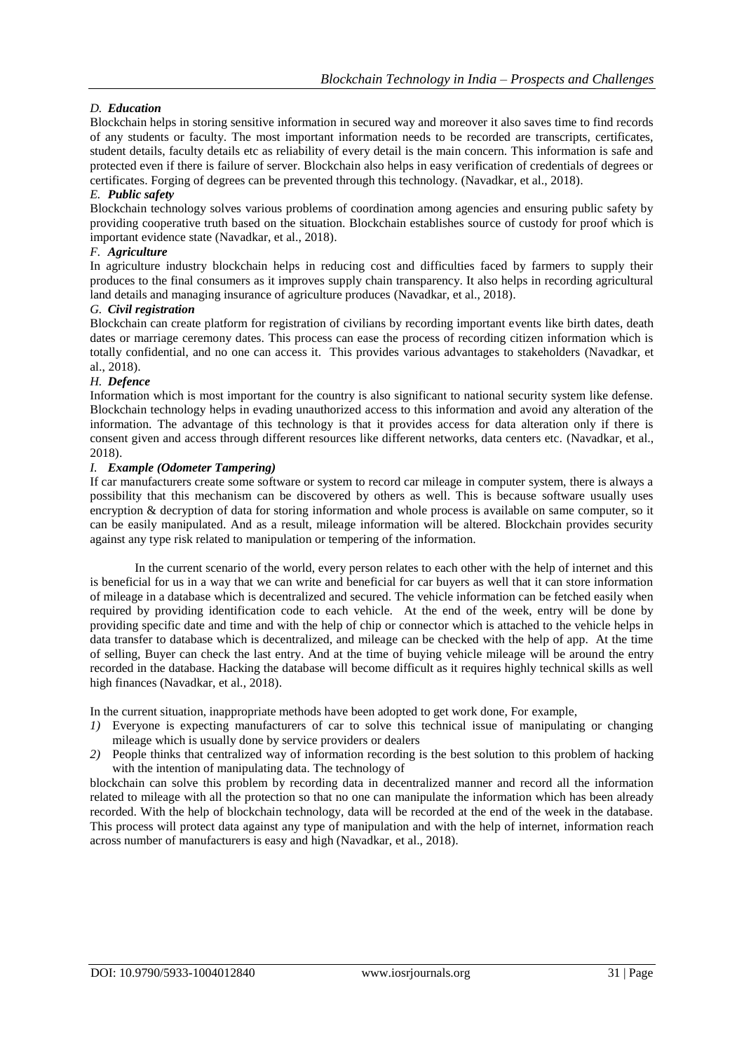### D. *Education*

Blockchain helps in storing sensitive information in secured way and moreover it also saves time to find records of any students or faculty. The most important information needs to be recorded are transcripts, certificates, student details, faculty details etc as reliability of every detail is the main concern. This information is safe and protected even if there is failure of server. Blockchain also helps in easy verification of credentials of degrees or certificates. Forging of degrees can be prevented through this technology. (Navadkar, et al., 2018).

### E. *Public safety*

Blockchain technology solves various problems of coordination among agencies and ensuring public safety by providing cooperative truth based on the situation. Blockchain establishes source of custody for proof which is important evidence state (Navadkar, et al., 2018).

### F. *Agriculture*

In agriculture industry blockchain helps in reducing cost and difficulties faced by farmers to supply their produces to the final consumers as it improves supply chain transparency. It also helps in recording agricultural land details and managing insurance of agriculture produces (Navadkar, et al., 2018).

### G. *Civil registration*

Blockchain can create platform for registration of civilians by recording important events like birth dates, death dates or marriage ceremony dates. This process can ease the process of recording citizen information which is totally confidential, and no one can access it. This provides various advantages to stakeholders (Navadkar, et al., 2018).

### H. *Defence*

Information which is most important for the country is also significant to national security system like defense. Blockchain technology helps in evading unauthorized access to this information and avoid any alteration of the information. The advantage of this technology is that it provides access for data alteration only if there is consent given and access through different resources like different networks, data centers etc. (Navadkar, et al., 2018).

### I. *Example (Odometer Tampering)*

If car manufacturers create some software or system to record car mileage in computer system, there is always a possibility that this mechanism can be discovered by others as well. This is because software usually uses encryption & decryption of data for storing information and whole process is available on same computer, so it can be easily manipulated. And as a result, mileage information will be altered. Blockchain provides security against any type risk related to manipulation or tempering of the information.

In the current scenario of the world, every person relates to each other with the help of internet and this is beneficial for us in a way that we can write and beneficial for car buyers as well that it can store information of mileage in a database which is decentralized and secured. The vehicle information can be fetched easily when required by providing identification code to each vehicle. At the end of the week, entry will be done by providing specific date and time and with the help of chip or connector which is attached to the vehicle helps in data transfer to database which is decentralized, and mileage can be checked with the help of app. At the time of selling, Buyer can check the last entry. And at the time of buying vehicle mileage will be around the entry recorded in the database. Hacking the database will become difficult as it requires highly technical skills as well high finances (Navadkar, et al., 2018).

In the current situation, inappropriate methods have been adopted to get work done, For example,

1) Everyone is expecting manufacturers of car to solve this technical issue of manipulating or changing mileage which is usually done by service providers or dealers
2) People thinks that centralized way of information recording is the best solution to this problem of hacking with the intention of manipulating data. The technology of

blockchain can solve this problem by recording data in decentralized manner and record all the information related to mileage with all the protection so that no one can manipulate the information which has been already recorded. With the help of blockchain technology, data will be recorded at the end of the week in the database. This process will protect data against any type of manipulation and with the help of internet, information reach across number of manufacturers is easy and high (Navadkar, et al., 2018).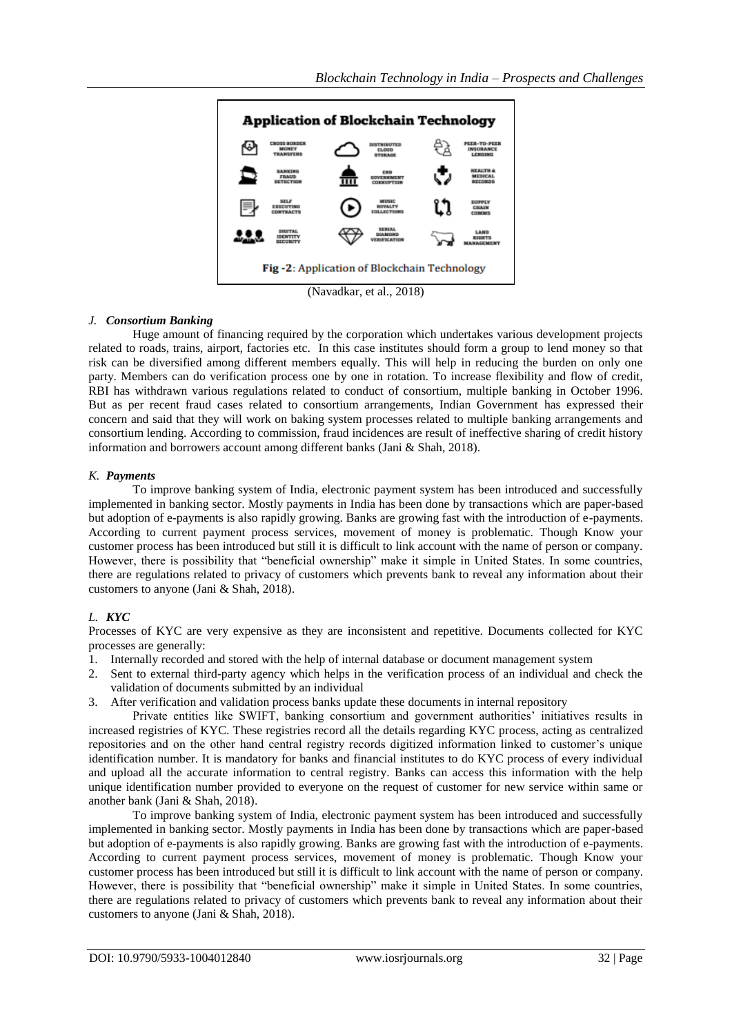Fig -2: Application of Blockchain Technology

(Navadkar, et al., 2018)

### *J. Consortium Banking*

Huge amount of financing required by the corporation which undertakes various development projects related to roads, trains, airport, factories etc. In this case institutes should form a group to lend money so that risk can be diversified among different members equally. This will help in reducing the burden on only one party. Members can do verification process one by one in rotation. To increase flexibility and flow of credit, RBI has withdrawn various regulations related to conduct of consortium, multiple banking in October 1996. But as per recent fraud cases related to consortium arrangements, Indian Government has expressed their concern and said that they will work on baking system processes related to multiple banking arrangements and consortium lending. According to commission, fraud incidences are result of ineffective sharing of credit history information and borrowers account among different banks (Jani & Shah, 2018).

### *K. Payments*

To improve banking system of India, electronic payment system has been introduced and successfully implemented in banking sector. Mostly payments in India has been done by transactions which are paper-based but adoption of e-payments is also rapidly growing. Banks are growing fast with the introduction of e-payments. According to current payment process services, movement of money is problematic. Though Know your customer process has been introduced but still it is difficult to link account with the name of person or company. However, there is possibility that "beneficial ownership" make it simple in United States. In some countries, there are regulations related to privacy of customers which prevents bank to reveal any information about their customers to anyone (Jani & Shah, 2018).

### *L. KYC*

Processes of KYC are very expensive as they are inconsistent and repetitive. Documents collected for KYC processes are generally:

1. Internally recorded and stored with the help of internal database or document management system
2. Sent to external third-party agency which helps in the verification process of an individual and check the validation of documents submitted by an individual
3. After verification and validation process banks update these documents in internal repository

Private entities like SWIFT, banking consortium and government authorities' initiatives results in increased registries of KYC. These registries record all the details regarding KYC process, acting as centralized repositories and on the other hand central registry records digitized information linked to customer's unique identification number. It is mandatory for banks and financial institutes to do KYC process of every individual and upload all the accurate information to central registry. Banks can access this information with the help unique identification number provided to everyone on the request of customer for new service within same or another bank (Jani & Shah, 2018).

To improve banking system of India, electronic payment system has been introduced and successfully implemented in banking sector. Mostly payments in India has been done by transactions which are paper-based but adoption of e-payments is also rapidly growing. Banks are growing fast with the introduction of e-payments. According to current payment process services, movement of money is problematic. Though Know your customer process has been introduced but still it is difficult to link account with the name of person or company. However, there is possibility that "beneficial ownership" make it simple in United States. In some countries, there are regulations related to privacy of customers which prevents bank to reveal any information about their customers to anyone (Jani & Shah, 2018).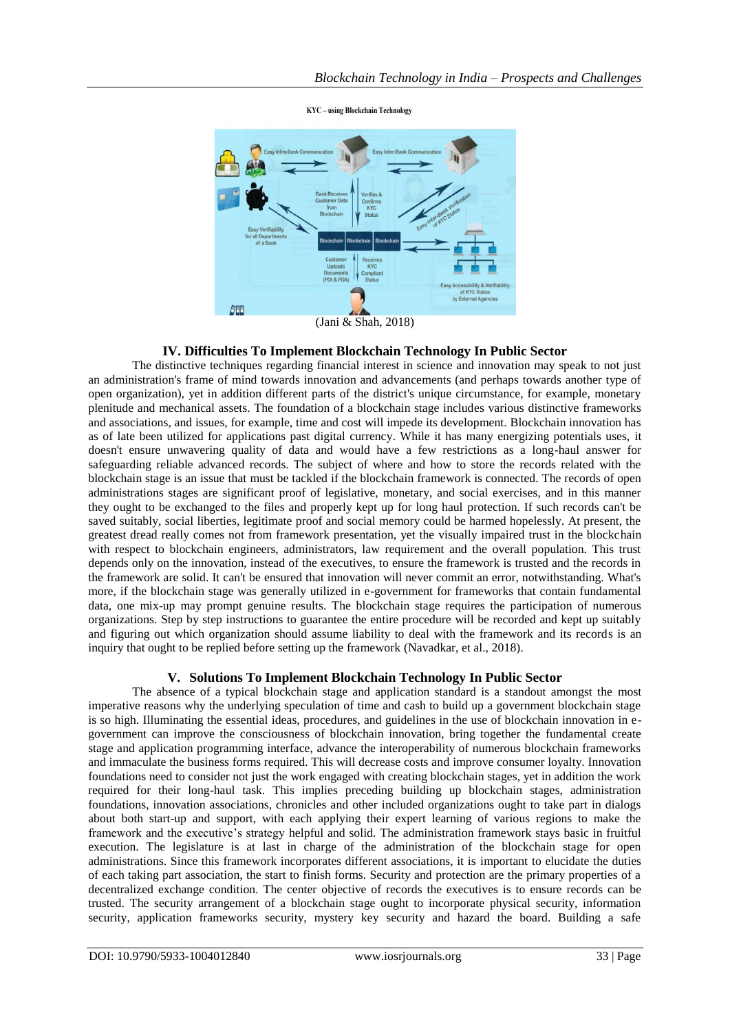KYC – using Blockchain Technology

(Jani & Shah, 2018)

## IV. Difficulties To Implement Blockchain Technology In Public Sector

The distinctive techniques regarding financial interest in science and innovation may speak to not just an administration's frame of mind towards innovation and advancements (and perhaps towards another type of open organization), yet in addition different parts of the district's unique circumstance, for example, monetary plenitude and mechanical assets. The foundation of a blockchain stage includes various distinctive frameworks and associations, and issues, for example, time and cost will impede its development. Blockchain innovation has as of late been utilized for applications past digital currency. While it has many energizing potentials uses, it doesn't ensure unwavering quality of data and would have a few restrictions as a long-haul answer for safeguarding reliable advanced records. The subject of where and how to store the records related with the blockchain stage is an issue that must be tackled if the blockchain framework is connected. The records of open administrations stages are significant proof of legislative, monetary, and social exercises, and in this manner they ought to be exchanged to the files and properly kept up for long haul protection. If such records can't be saved suitably, social liberties, legitimate proof and social memory could be harmed hopelessly. At present, the greatest dread really comes not from framework presentation, yet the visually impaired trust in the blockchain with respect to blockchain engineers, administrators, law requirement and the overall population. This trust depends only on the innovation, instead of the executives, to ensure the framework is trusted and the records in the framework are solid. It can't be ensured that innovation will never commit an error, notwithstanding. What's more, if the blockchain stage was generally utilized in e-government for frameworks that contain fundamental data, one mix-up may prompt genuine results. The blockchain stage requires the participation of numerous organizations. Step by step instructions to guarantee the entire procedure will be recorded and kept up suitably and figuring out which organization should assume liability to deal with the framework and its records is an inquiry that ought to be replied before setting up the framework (Navadkar, et al., 2018).

## V. Solutions To Implement Blockchain Technology In Public Sector

The absence of a typical blockchain stage and application standard is a standout amongst the most imperative reasons why the underlying speculation of time and cash to build up a government blockchain stage is so high. Illuminating the essential ideas, procedures, and guidelines in the use of blockchain innovation in e-government can improve the consciousness of blockchain innovation, bring together the fundamental create stage and application programming interface, advance the interoperability of numerous blockchain frameworks and immaculate the business forms required. This will decrease costs and improve consumer loyalty. Innovation foundations need to consider not just the work engaged with creating blockchain stages, yet in addition the work required for their long-haul task. This implies preceding building up blockchain stages, administration foundations, innovation associations, chronicles and other included organizations ought to take part in dialogs about both start-up and support, with each applying their expert learning of various regions to make the framework and the executive's strategy helpful and solid. The administration framework stays basic in fruitful execution. The legislature is at last in charge of the administration of the blockchain stage for open administrations. Since this framework incorporates different associations, it is important to elucidate the duties of each taking part association, the start to finish forms. Security and protection are the primary properties of a decentralized exchange condition. The center objective of records the executives is to ensure records can be trusted. The security arrangement of a blockchain stage ought to incorporate physical security, information security, application frameworks security, mystery key security and hazard the board. Building a safe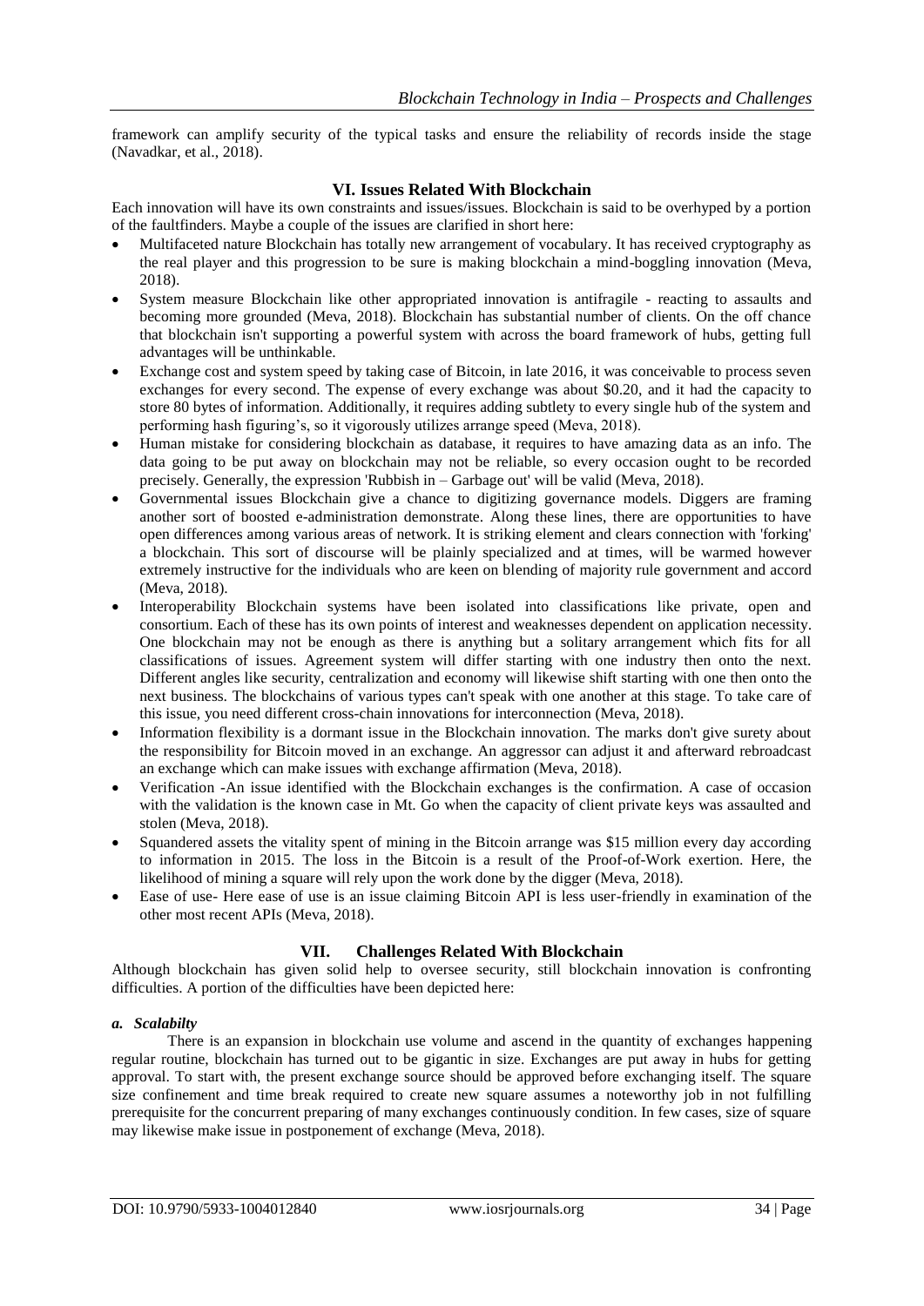framework can amplify security of the typical tasks and ensure the reliability of records inside the stage (Navadkar, et al., 2018).

## VI. Issues Related With Blockchain

Each innovation will have its own constraints and issues/issues. Blockchain is said to be overhyped by a portion of the faultfinders. Maybe a couple of the issues are clarified in short here:

- Multifaceted nature Blockchain has totally new arrangement of vocabulary. It has received cryptography as the real player and this progression to be sure is making blockchain a mind-boggling innovation (Meva, 2018).
- System measure Blockchain like other appropriated innovation is antifragile - reacting to assaults and becoming more grounded (Meva, 2018). Blockchain has substantial number of clients. On the off chance that blockchain isn't supporting a powerful system with across the board framework of hubs, getting full advantages will be unthinkable.
- Exchange cost and system speed by taking case of Bitcoin, in late 2016, it was conceivable to process seven exchanges for every second. The expense of every exchange was about $0.20, and it had the capacity to store 80 bytes of information. Additionally, it requires adding subtlety to every single hub of the system and performing hash figuring's, so it vigorously utilizes arrange speed (Meva, 2018).
- Human mistake for considering blockchain as database, it requires to have amazing data as an info. The data going to be put away on blockchain may not be reliable, so every occasion ought to be recorded precisely. Generally, the expression 'Rubbish in – Garbage out' will be valid (Meva, 2018).
- Governmental issues Blockchain give a chance to digitizing governance models. Diggers are framing another sort of boosted e-administration demonstrate. Along these lines, there are opportunities to have open differences among various areas of network. It is striking element and clears connection with 'forking' a blockchain. This sort of discourse will be plainly specialized and at times, will be warmed however extremely instructive for the individuals who are keen on blending of majority rule government and accord (Meva, 2018).
- Interoperability Blockchain systems have been isolated into classifications like private, open and consortium. Each of these has its own points of interest and weaknesses dependent on application necessity. One blockchain may not be enough as there is anything but a solitary arrangement which fits for all classifications of issues. Agreement system will differ starting with one industry then onto the next. Different angles like security, centralization and economy will likewise shift starting with one then onto the next business. The blockchains of various types can't speak with one another at this stage. To take care of this issue, you need different cross-chain innovations for interconnection (Meva, 2018).
- Information flexibility is a dormant issue in the Blockchain innovation. The marks don't give surety about the responsibility for Bitcoin moved in an exchange. An aggressor can adjust it and afterward rebroadcast an exchange which can make issues with exchange affirmation (Meva, 2018).
- Verification -An issue identified with the Blockchain exchanges is the confirmation. A case of occasion with the validation is the known case in Mt. Go when the capacity of client private keys was assaulted and stolen (Meva, 2018).
- Squandered assets the vitality spent of mining in the Bitcoin arrange was $15 million every day according to information in 2015. The loss in the Bitcoin is a result of the Proof-of-Work exertion. Here, the likelihood of mining a square will rely upon the work done by the digger (Meva, 2018).
- Ease of use- Here ease of use is an issue claiming Bitcoin API is less user-friendly in examination of the other most recent APIs (Meva, 2018).

## VII. Challenges Related With Blockchain

Although blockchain has given solid help to oversee security, still blockchain innovation is confronting difficulties. A portion of the difficulties have been depicted here:

### *a. Scalabilty*

There is an expansion in blockchain use volume and ascend in the quantity of exchanges happening regular routine, blockchain has turned out to be gigantic in size. Exchanges are put away in hubs for getting approval. To start with, the present exchange source should be approved before exchanging itself. The square size confinement and time break required to create new square assumes a noteworthy job in not fulfilling prerequisite for the concurrent preparing of many exchanges continuously condition. In few cases, size of square may likewise make issue in postponement of exchange (Meva, 2018).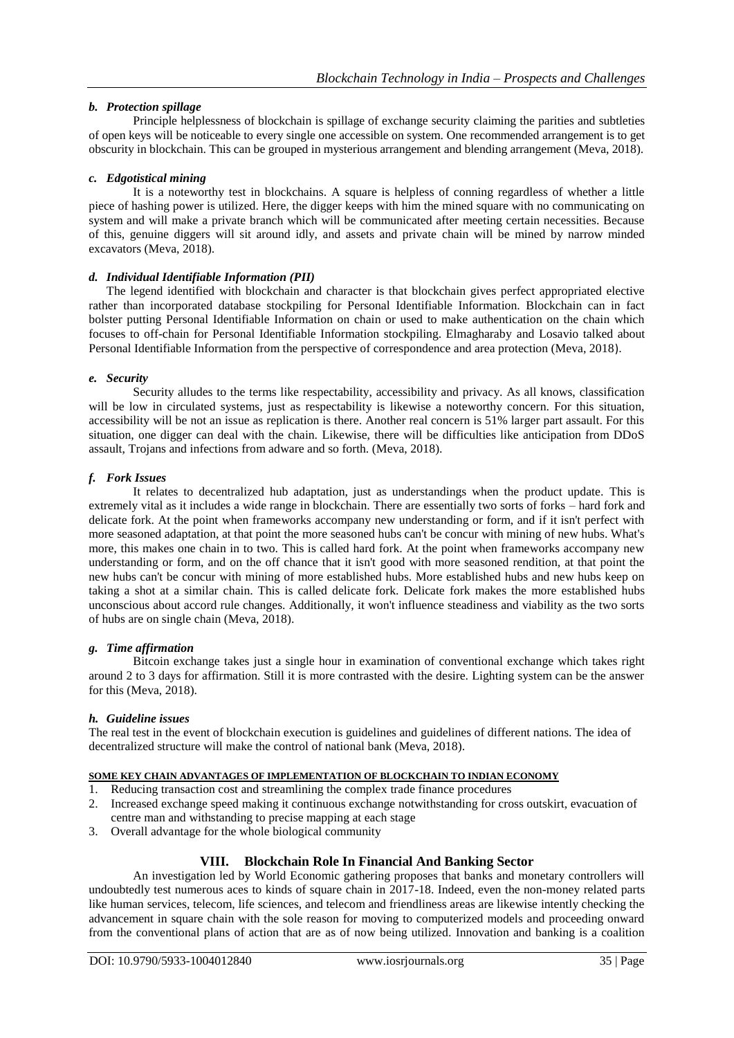### *b. Protection spillage*

Principle helplessness of blockchain is spillage of exchange security claiming the parities and subtleties of open keys will be noticeable to every single one accessible on system. One recommended arrangement is to get obscurity in blockchain. This can be grouped in mysterious arrangement and blending arrangement (Meva, 2018).

### *c. Edgotistical mining*

It is a noteworthy test in blockchains. A square is helpless of conning regardless of whether a little piece of hashing power is utilized. Here, the digger keeps with him the mined square with no communicating on system and will make a private branch which will be communicated after meeting certain necessities. Because of this, genuine diggers will sit around idly, and assets and private chain will be mined by narrow minded excavators (Meva, 2018).

### *d. Individual Identifiable Information (PII)*

The legend identified with blockchain and character is that blockchain gives perfect appropriated elective rather than incorporated database stockpiling for Personal Identifiable Information. Blockchain can in fact bolster putting Personal Identifiable Information on chain or used to make authentication on the chain which focuses to off-chain for Personal Identifiable Information stockpiling. Elmagharaby and Losavio talked about Personal Identifiable Information from the perspective of correspondence and area protection (Meva, 2018).

### *e. Security*

Security alludes to the terms like respectability, accessibility and privacy. As all knows, classification will be low in circulated systems, just as respectability is likewise a noteworthy concern. For this situation, accessibility will be not an issue as replication is there. Another real concern is 51% larger part assault. For this situation, one digger can deal with the chain. Likewise, there will be difficulties like anticipation from DDoS assault, Trojans and infections from adware and so forth. (Meva, 2018).

### *f. Fork Issues*

It relates to decentralized hub adaptation, just as understandings when the product update. This is extremely vital as it includes a wide range in blockchain. There are essentially two sorts of forks – hard fork and delicate fork. At the point when frameworks accompany new understanding or form, and if it isn't perfect with more seasoned adaptation, at that point the more seasoned hubs can't be concur with mining of new hubs. What's more, this makes one chain in to two. This is called hard fork. At the point when frameworks accompany new understanding or form, and on the off chance that it isn't good with more seasoned rendition, at that point the new hubs can't be concur with mining of more established hubs. More established hubs and new hubs keep on taking a shot at a similar chain. This is called delicate fork. Delicate fork makes the more established hubs unconscious about accord rule changes. Additionally, it won't influence steadiness and viability as the two sorts of hubs are on single chain (Meva, 2018).

### *g. Time affirmation*

Bitcoin exchange takes just a single hour in examination of conventional exchange which takes right around 2 to 3 days for affirmation. Still it is more contrasted with the desire. Lighting system can be the answer for this (Meva, 2018).

### *h. Guideline issues*

The real test in the event of blockchain execution is guidelines and guidelines of different nations. The idea of decentralized structure will make the control of national bank (Meva, 2018).

**SOME KEY CHAIN ADVANTAGES OF IMPLEMENTATION OF BLOCKCHAIN TO INDIAN ECONOMY**

1. Reducing transaction cost and streamlining the complex trade finance procedures
2. Increased exchange speed making it continuous exchange notwithstanding for cross outskirt, evacuation of centre man and withstanding to precise mapping at each stage
3. Overall advantage for the whole biological community

## VIII. Blockchain Role In Financial And Banking Sector

An investigation led by World Economic gathering proposes that banks and monetary controllers will undoubtedly test numerous aces to kinds of square chain in 2017-18. Indeed, even the non-money related parts like human services, telecom, life sciences, and telecom and friendliness areas are likewise intently checking the advancement in square chain with the sole reason for moving to computerized models and proceeding onward from the conventional plans of action that are as of now being utilized. Innovation and banking is a coalition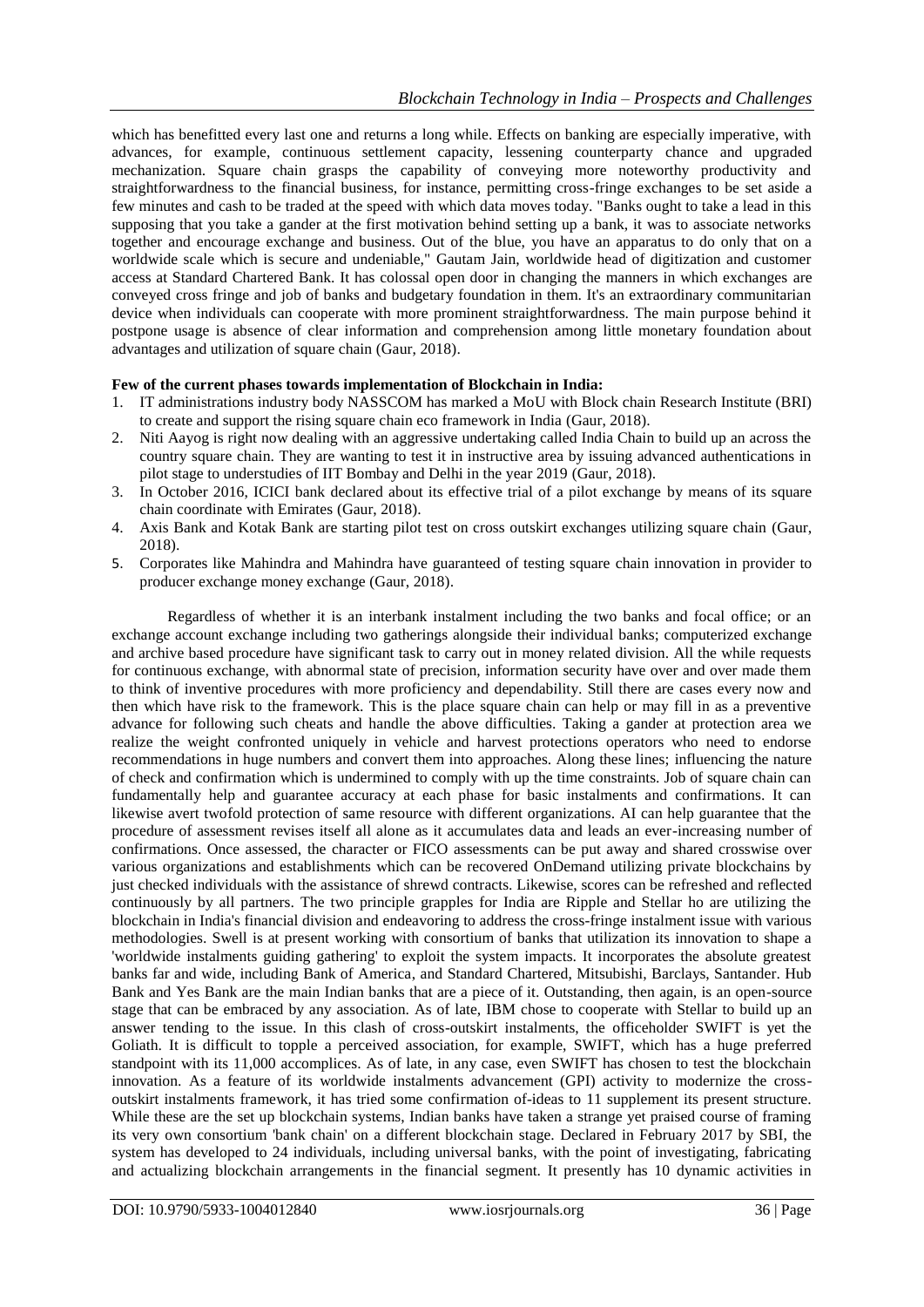which has benefitted every last one and returns a long while. Effects on banking are especially imperative, with advances, for example, continuous settlement capacity, lessening counterparty chance and upgraded mechanization. Square chain grasps the capability of conveying more noteworthy productivity and straightforwardness to the financial business, for instance, permitting cross-fringe exchanges to be set aside a few minutes and cash to be traded at the speed with which data moves today. "Banks ought to take a lead in this supposing that you take a gander at the first motivation behind setting up a bank, it was to associate networks together and encourage exchange and business. Out of the blue, you have an apparatus to do only that on a worldwide scale which is secure and undeniable," Gautam Jain, worldwide head of digitization and customer access at Standard Chartered Bank. It has colossal open door in changing the manners in which exchanges are conveyed cross fringe and job of banks and budgetary foundation in them. It's an extraordinary communitarian device when individuals can cooperate with more prominent straightforwardness. The main purpose behind it postpone usage is absence of clear information and comprehension among little monetary foundation about advantages and utilization of square chain (Gaur, 2018).

**Few of the current phases towards implementation of Blockchain in India:**

1. IT administrations industry body NASSCOM has marked a MoU with Block chain Research Institute (BRI) to create and support the rising square chain eco framework in India (Gaur, 2018).
2. Niti Aayog is right now dealing with an aggressive undertaking called India Chain to build up an across the country square chain. They are wanting to test it in instructive area by issuing advanced authentications in pilot stage to understudies of IIT Bombay and Delhi in the year 2019 (Gaur, 2018).
3. In October 2016, ICICI bank declared about its effective trial of a pilot exchange by means of its square chain coordinate with Emirates (Gaur, 2018).
4. Axis Bank and Kotak Bank are starting pilot test on cross outskirt exchanges utilizing square chain (Gaur, 2018).
5. Corporates like Mahindra and Mahindra have guaranteed of testing square chain innovation in provider to producer exchange money exchange (Gaur, 2018).

Regardless of whether it is an interbank instalment including the two banks and focal office; or an exchange account exchange including two gatherings alongside their individual banks; computerized exchange and archive based procedure have significant task to carry out in money related division. All the while requests for continuous exchange, with abnormal state of precision, information security have over and over made them to think of inventive procedures with more proficiency and dependability. Still there are cases every now and then which have risk to the framework. This is the place square chain can help or may fill in as a preventive advance for following such cheats and handle the above difficulties. Taking a gander at protection area we realize the weight confronted uniquely in vehicle and harvest protections operators who need to endorse recommendations in huge numbers and convert them into approaches. Along these lines; influencing the nature of check and confirmation which is undermined to comply with up the time constraints. Job of square chain can fundamentally help and guarantee accuracy at each phase for basic instalments and confirmations. It can likewise avert twofold protection of same resource with different organizations. AI can help guarantee that the procedure of assessment revises itself all alone as it accumulates data and leads an ever-increasing number of confirmations. Once assessed, the character or FICO assessments can be put away and shared crosswise over various organizations and establishments which can be recovered OnDemand utilizing private blockchains by just checked individuals with the assistance of shrewd contracts. Likewise, scores can be refreshed and reflected continuously by all partners. The two principle grapples for India are Ripple and Stellar ho are utilizing the blockchain in India's financial division and endeavoring to address the cross-fringe instalment issue with various methodologies. Swell is at present working with consortium of banks that utilization its innovation to shape a 'worldwide instalments guiding gathering' to exploit the system impacts. It incorporates the absolute greatest banks far and wide, including Bank of America, and Standard Chartered, Mitsubishi, Barclays, Santander. Hub Bank and Yes Bank are the main Indian banks that are a piece of it. Outstanding, then again, is an open-source stage that can be embraced by any association. As of late, IBM chose to cooperate with Stellar to build up an answer tending to the issue. In this clash of cross-outskirt instalments, the officeholder SWIFT is yet the Goliath. It is difficult to topple a perceived association, for example, SWIFT, which has a huge preferred standpoint with its 11,000 accomplices. As of late, in any case, even SWIFT has chosen to test the blockchain innovation. As a feature of its worldwide instalments advancement (GPI) activity to modernize the cross-outskirt instalments framework, it has tried some confirmation of-ideas to 11 supplement its present structure. While these are the set up blockchain systems, Indian banks have taken a strange yet praised course of framing its very own consortium 'bank chain' on a different blockchain stage. Declared in February 2017 by SBI, the system has developed to 24 individuals, including universal banks, with the point of investigating, fabricating and actualizing blockchain arrangements in the financial segment. It presently has 10 dynamic activities in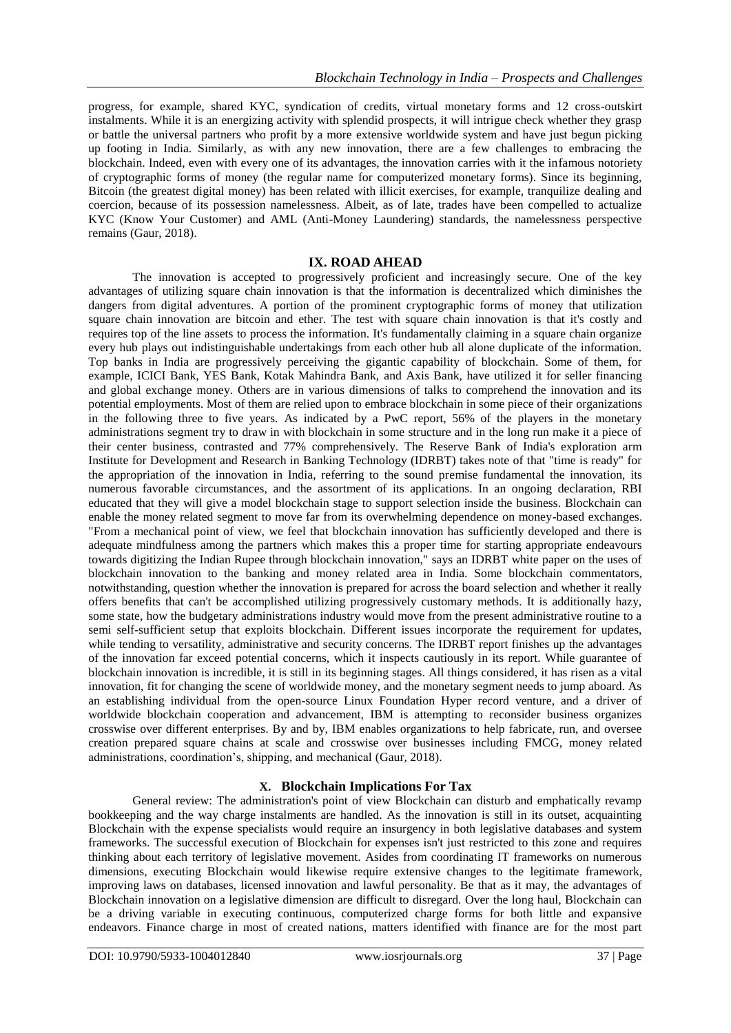progress, for example, shared KYC, syndication of credits, virtual monetary forms and 12 cross-outskirt instalments. While it is an energizing activity with splendid prospects, it will intrigue check whether they grasp or battle the universal partners who profit by a more extensive worldwide system and have just begun picking up footing in India. Similarly, as with any new innovation, there are a few challenges to embracing the blockchain. Indeed, even with every one of its advantages, the innovation carries with it the infamous notoriety of cryptographic forms of money (the regular name for computerized monetary forms). Since its beginning, Bitcoin (the greatest digital money) has been related with illicit exercises, for example, tranquilize dealing and coercion, because of its possession namelessness. Albeit, as of late, trades have been compelled to actualize KYC (Know Your Customer) and AML (Anti-Money Laundering) standards, the namelessness perspective remains (Gaur, 2018).

## IX. ROAD AHEAD

The innovation is accepted to progressively proficient and increasingly secure. One of the key advantages of utilizing square chain innovation is that the information is decentralized which diminishes the dangers from digital adventures. A portion of the prominent cryptographic forms of money that utilization square chain innovation are bitcoin and ether. The test with square chain innovation is that it's costly and requires top of the line assets to process the information. It's fundamentally claiming in a square chain organize every hub plays out indistinguishable undertakings from each other hub all alone duplicate of the information. Top banks in India are progressively perceiving the gigantic capability of blockchain. Some of them, for example, ICICI Bank, YES Bank, Kotak Mahindra Bank, and Axis Bank, have utilized it for seller financing and global exchange money. Others are in various dimensions of talks to comprehend the innovation and its potential employments. Most of them are relied upon to embrace blockchain in some piece of their organizations in the following three to five years. As indicated by a PwC report, 56% of the players in the monetary administrations segment try to draw in with blockchain in some structure and in the long run make it a piece of their center business, contrasted and 77% comprehensively. The Reserve Bank of India's exploration arm Institute for Development and Research in Banking Technology (IDRBT) takes note of that "time is ready" for the appropriation of the innovation in India, referring to the sound premise fundamental the innovation, its numerous favorable circumstances, and the assortment of its applications. In an ongoing declaration, RBI educated that they will give a model blockchain stage to support selection inside the business. Blockchain can enable the money related segment to move far from its overwhelming dependence on money-based exchanges. "From a mechanical point of view, we feel that blockchain innovation has sufficiently developed and there is adequate mindfulness among the partners which makes this a proper time for starting appropriate endeavours towards digitizing the Indian Rupee through blockchain innovation," says an IDRBT white paper on the uses of blockchain innovation to the banking and money related area in India. Some blockchain commentators, notwithstanding, question whether the innovation is prepared for across the board selection and whether it really offers benefits that can't be accomplished utilizing progressively customary methods. It is additionally hazy, some state, how the budgetary administrations industry would move from the present administrative routine to a semi self-sufficient setup that exploits blockchain. Different issues incorporate the requirement for updates, while tending to versatility, administrative and security concerns. The IDRBT report finishes up the advantages of the innovation far exceed potential concerns, which it inspects cautiously in its report. While guarantee of blockchain innovation is incredible, it is still in its beginning stages. All things considered, it has risen as a vital innovation, fit for changing the scene of worldwide money, and the monetary segment needs to jump aboard. As an establishing individual from the open-source Linux Foundation Hyper record venture, and a driver of worldwide blockchain cooperation and advancement, IBM is attempting to reconsider business organizes crosswise over different enterprises. By and by, IBM enables organizations to help fabricate, run, and oversee creation prepared square chains at scale and crosswise over businesses including FMCG, money related administrations, coordination's, shipping, and mechanical (Gaur, 2018).

## X. Blockchain Implications For Tax

General review: The administration's point of view Blockchain can disturb and emphatically revamp bookkeeping and the way charge instalments are handled. As the innovation is still in its outset, acquainting Blockchain with the expense specialists would require an insurgency in both legislative databases and system frameworks. The successful execution of Blockchain for expenses isn't just restricted to this zone and requires thinking about each territory of legislative movement. Asides from coordinating IT frameworks on numerous dimensions, executing Blockchain would likewise require extensive changes to the legitimate framework, improving laws on databases, licensed innovation and lawful personality. Be that as it may, the advantages of Blockchain innovation on a legislative dimension are difficult to disregard. Over the long haul, Blockchain can be a driving variable in executing continuous, computerized charge forms for both little and expansive endeavors. Finance charge in most of created nations, matters identified with finance are for the most part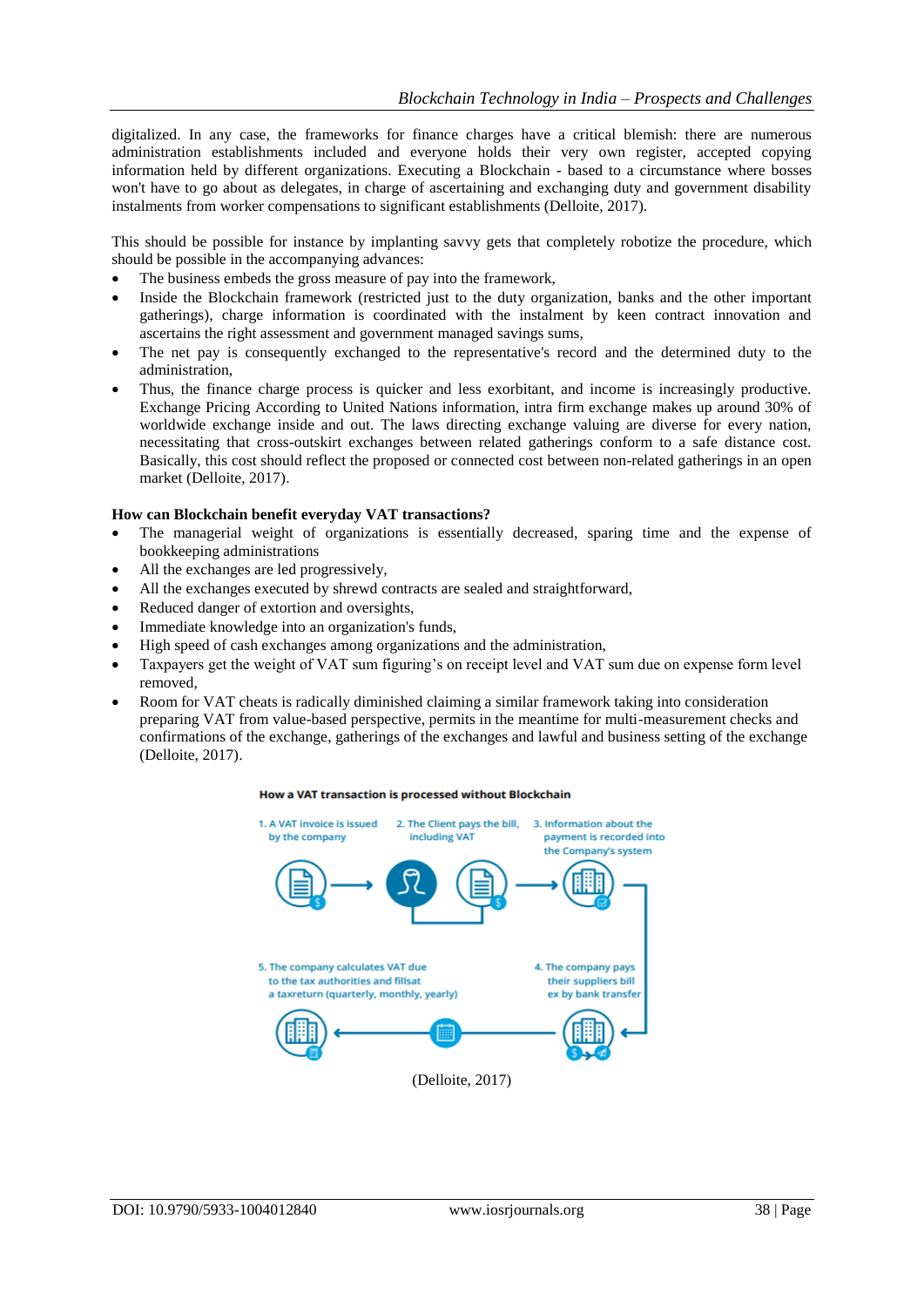digitalized. In any case, the frameworks for finance charges have a critical blemish: there are numerous administration establishments included and everyone holds their very own register, accepted copying information held by different organizations. Executing a Blockchain - based to a circumstance where bosses won't have to go about as delegates, in charge of ascertaining and exchanging duty and government disability instalments from worker compensations to significant establishments (Delloite, 2017).

This should be possible for instance by implanting savvy gets that completely robotize the procedure, which should be possible in the accompanying advances:

- The business embeds the gross measure of pay into the framework,
- Inside the Blockchain framework (restricted just to the duty organization, banks and the other important gatherings), charge information is coordinated with the instalment by keen contract innovation and ascertains the right assessment and government managed savings sums,
- The net pay is consequently exchanged to the representative's record and the determined duty to the administration,
- Thus, the finance charge process is quicker and less exorbitant, and income is increasingly productive. Exchange Pricing According to United Nations information, intra firm exchange makes up around 30% of worldwide exchange inside and out. The laws directing exchange valuing are diverse for every nation, necessitating that cross-outskirt exchanges between related gatherings conform to a safe distance cost. Basically, this cost should reflect the proposed or connected cost between non-related gatherings in an open market (Delloite, 2017).

**How can Blockchain benefit everyday VAT transactions?**

- The managerial weight of organizations is essentially decreased, sparing time and the expense of bookkeeping administrations
- All the exchanges are led progressively,
- All the exchanges executed by shrewd contracts are sealed and straightforward,
- Reduced danger of extortion and oversights,
- Immediate knowledge into an organization's funds,
- High speed of cash exchanges among organizations and the administration,
- Taxpayers get the weight of VAT sum figuring's on receipt level and VAT sum due on expense form level removed,
- Room for VAT cheats is radically diminished claiming a similar framework taking into consideration preparing VAT from value-based perspective, permits in the meantime for multi-measurement checks and confirmations of the exchange, gatherings of the exchanges and lawful and business setting of the exchange (Delloite, 2017).

**How a VAT transaction is processed without Blockchain**

1. A VAT invoice is issued by the company
2. The Client pays the bill, including VAT
3. Information about the payment is recorded into the Company's system
4. The company pays their suppliers bill ex by bank transfer
5. The company calculates VAT due to the tax authorities and fillsat a taxreturn (quarterly, monthly, yearly)

(Delloite, 2017)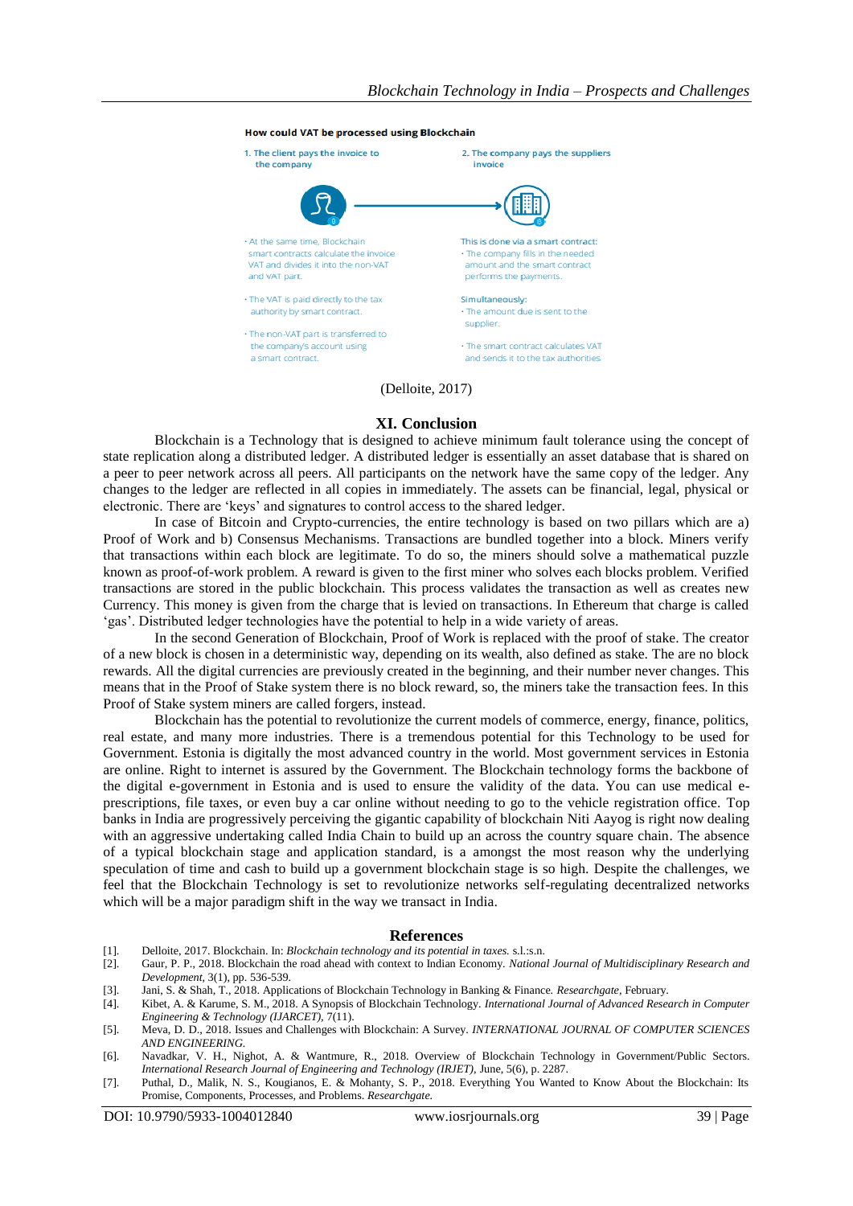**How could VAT be processed using Blockchain**

1. The client pays the invoice to the company

- At the same time, Blockchain smart contracts calculate the invoice VAT and divides it into the non-VAT and VAT part.
- The VAT is paid directly to the tax authority by smart contract.
- The non-VAT part is transferred to the company's account using a smart contract.

2. The company pays the suppliers invoice

This is done via a smart contract:
- The company fills in the needed amount and the smart contract performs the payments.

Simultaneously:
- The amount due is sent to the supplier.
- The smart contract calculates VAT and sends it to the tax authorities

(Delloite, 2017)

## XI. Conclusion

Blockchain is a Technology that is designed to achieve minimum fault tolerance using the concept of state replication along a distributed ledger. A distributed ledger is essentially an asset database that is shared on a peer to peer network across all peers. All participants on the network have the same copy of the ledger. Any changes to the ledger are reflected in all copies in immediately. The assets can be financial, legal, physical or electronic. There are 'keys' and signatures to control access to the shared ledger.

In case of Bitcoin and Crypto-currencies, the entire technology is based on two pillars which are a) Proof of Work and b) Consensus Mechanisms. Transactions are bundled together into a block. Miners verify that transactions within each block are legitimate. To do so, the miners should solve a mathematical puzzle known as proof-of-work problem. A reward is given to the first miner who solves each blocks problem. Verified transactions are stored in the public blockchain. This process validates the transaction as well as creates new Currency. This money is given from the charge that is levied on transactions. In Ethereum that charge is called 'gas'. Distributed ledger technologies have the potential to help in a wide variety of areas.

In the second Generation of Blockchain, Proof of Work is replaced with the proof of stake. The creator of a new block is chosen in a deterministic way, depending on its wealth, also defined as stake. The are no block rewards. All the digital currencies are previously created in the beginning, and their number never changes. This means that in the Proof of Stake system there is no block reward, so, the miners take the transaction fees. In this Proof of Stake system miners are called forgers, instead.

Blockchain has the potential to revolutionize the current models of commerce, energy, finance, politics, real estate, and many more industries. There is a tremendous potential for this Technology to be used for Government. Estonia is digitally the most advanced country in the world. Most government services in Estonia are online. Right to internet is assured by the Government. The Blockchain technology forms the backbone of the digital e-government in Estonia and is used to ensure the validity of the data. You can use medical e-prescriptions, file taxes, or even buy a car online without needing to go to the vehicle registration office. Top banks in India are progressively perceiving the gigantic capability of blockchain Niti Aayog is right now dealing with an aggressive undertaking called India Chain to build up an across the country square chain. The absence of a typical blockchain stage and application standard, is a amongst the most reason why the underlying speculation of time and cash to build up a government blockchain stage is so high. Despite the challenges, we feel that the Blockchain Technology is set to revolutionize networks self-regulating decentralized networks which will be a major paradigm shift in the way we transact in India.

## References

[1]. Delloite, 2017. Blockchain. In: *Blockchain technology and its potential in taxes.* s.l.:s.n.

[2]. Gaur, P. P., 2018. Blockchain the road ahead with context to Indian Economy. *National Journal of Multidisciplinary Research and Development*, 3(1), pp. 536-539.

[3]. Jani, S. & Shah, T., 2018. Applications of Blockchain Technology in Banking & Finance. *Researchgate*, February.

[4]. Kibet, A. & Karume, S. M., 2018. A Synopsis of Blockchain Technology. *International Journal of Advanced Research in Computer Engineering & Technology (IJARCET)*, 7(11).

[5]. Meva, D. D., 2018. Issues and Challenges with Blockchain: A Survey. *INTERNATIONAL JOURNAL OF COMPUTER SCIENCES AND ENGINEERING*.

[6]. Navadkar, V. H., Nighot, A. & Wantmure, R., 2018. Overview of Blockchain Technology in Government/Public Sectors. *International Research Journal of Engineering and Technology (IRJET)*, June, 5(6), p. 2287.

[7]. Puthal, D., Malik, N. S., Kougianos, E. & Mohanty, S. P., 2018. Everything You Wanted to Know About the Blockchain: Its Promise, Components, Processes, and Problems. *Researchgate.*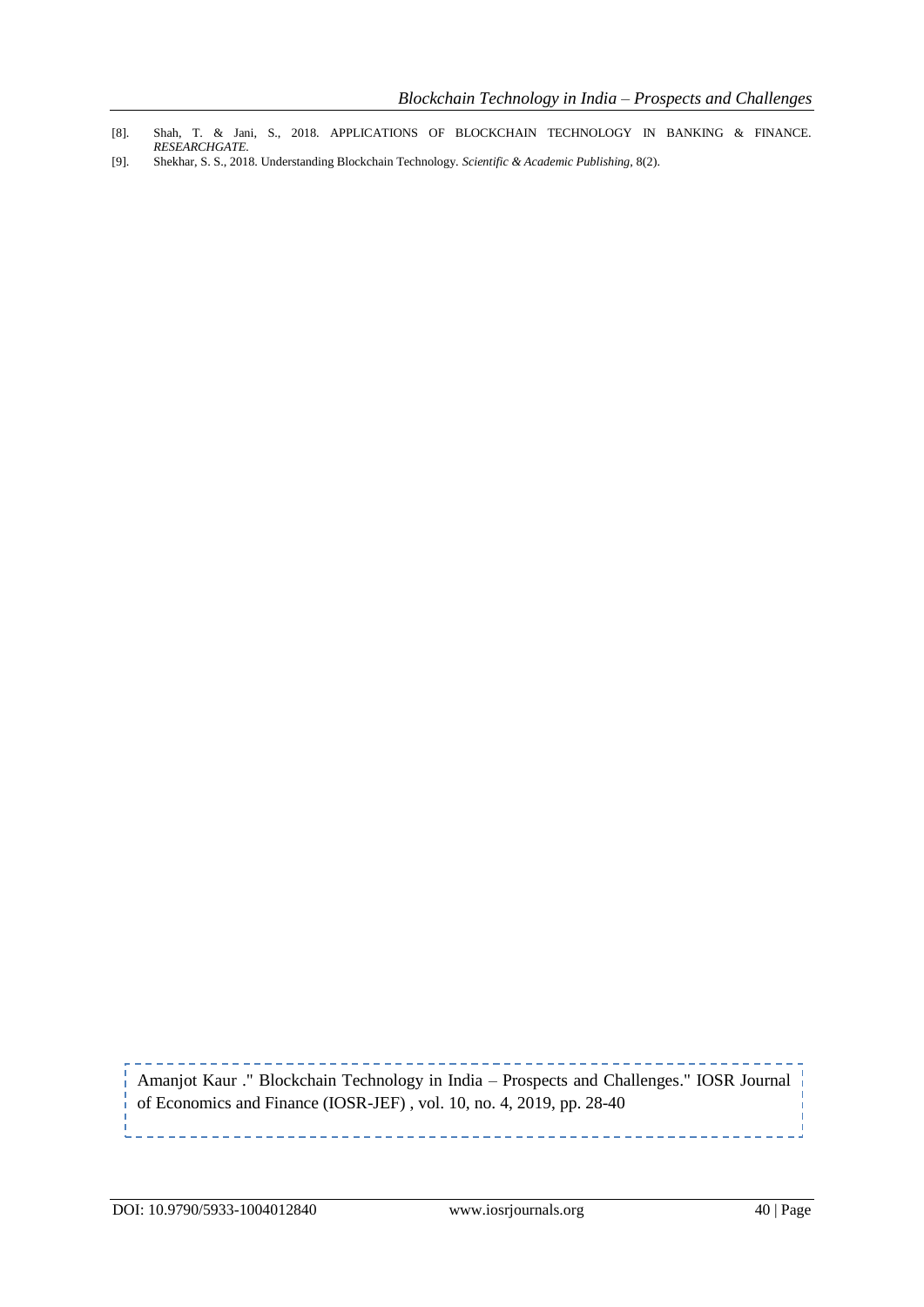[8]. Shah, T. & Jani, S., 2018. APPLICATIONS OF BLOCKCHAIN TECHNOLOGY IN BANKING & FINANCE. *RESEARCHGATE*.

[9]. Shekhar, S. S., 2018. Understanding Blockchain Technology. *Scientific & Academic Publishing*, 8(2).

Amanjot Kaur ." Blockchain Technology in India – Prospects and Challenges." IOSR Journal of Economics and Finance (IOSR-JEF) , vol. 10, no. 4, 2019, pp. 28-40